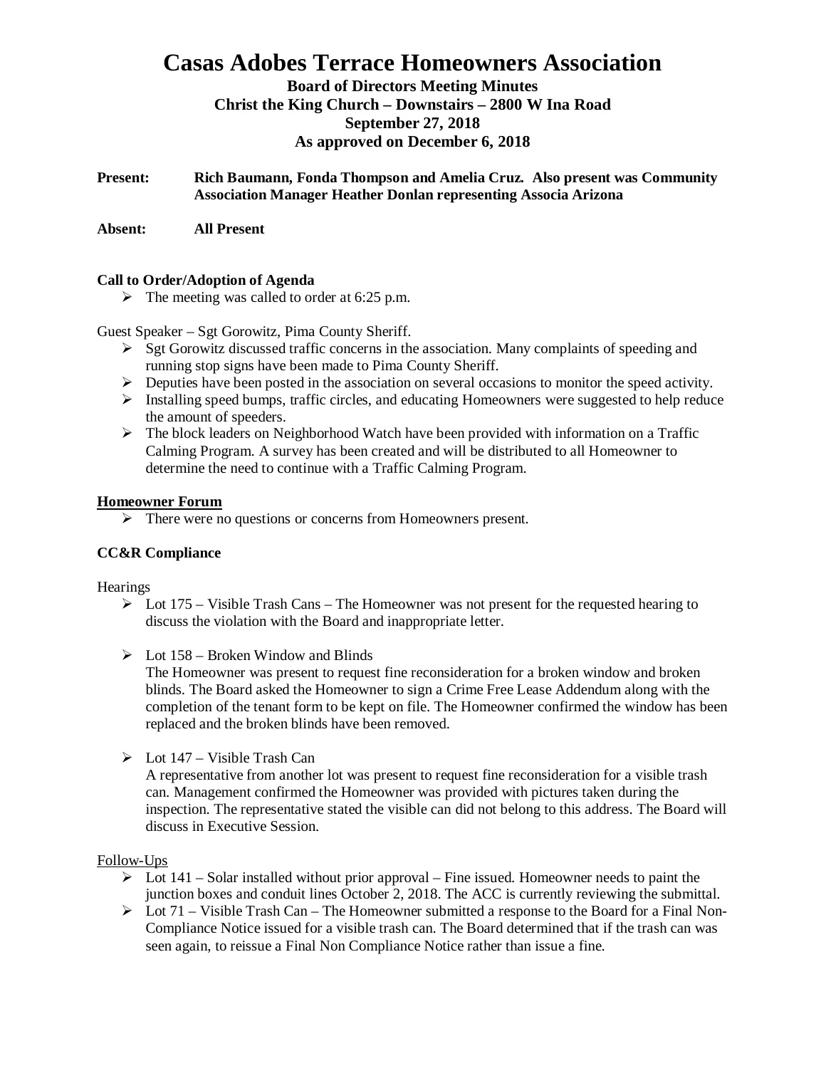# Casas Adobes Terrace Homeowners Association

**Board of Directors Meeting Minutes**
**Christ the King Church – Downstairs – 2800 W Ina Road**
**September 27, 2018**
**As approved on December 6, 2018**

**Present:** **Rich Baumann, Fonda Thompson and Amelia Cruz. Also present was Community Association Manager Heather Donlan representing Associa Arizona**

**Absent:** **All Present**

**Call to Order/Adoption of Agenda**

- The meeting was called to order at 6:25 p.m.

Guest Speaker – Sgt Gorowitz, Pima County Sheriff.

- Sgt Gorowitz discussed traffic concerns in the association. Many complaints of speeding and running stop signs have been made to Pima County Sheriff.
- Deputies have been posted in the association on several occasions to monitor the speed activity.
- Installing speed bumps, traffic circles, and educating Homeowners were suggested to help reduce the amount of speeders.
- The block leaders on Neighborhood Watch have been provided with information on a Traffic Calming Program. A survey has been created and will be distributed to all Homeowner to determine the need to continue with a Traffic Calming Program.

**Homeowner Forum**

- There were no questions or concerns from Homeowners present.

**CC&R Compliance**

Hearings

- Lot 175 – Visible Trash Cans – The Homeowner was not present for the requested hearing to discuss the violation with the Board and inappropriate letter.
- Lot 158 – Broken Window and Blinds
  The Homeowner was present to request fine reconsideration for a broken window and broken blinds. The Board asked the Homeowner to sign a Crime Free Lease Addendum along with the completion of the tenant form to be kept on file. The Homeowner confirmed the window has been replaced and the broken blinds have been removed.
- Lot 147 – Visible Trash Can
  A representative from another lot was present to request fine reconsideration for a visible trash can. Management confirmed the Homeowner was provided with pictures taken during the inspection. The representative stated the visible can did not belong to this address. The Board will discuss in Executive Session.

Follow-Ups

- Lot 141 – Solar installed without prior approval – Fine issued. Homeowner needs to paint the junction boxes and conduit lines October 2, 2018. The ACC is currently reviewing the submittal.
- Lot 71 – Visible Trash Can – The Homeowner submitted a response to the Board for a Final Non-Compliance Notice issued for a visible trash can. The Board determined that if the trash can was seen again, to reissue a Final Non Compliance Notice rather than issue a fine.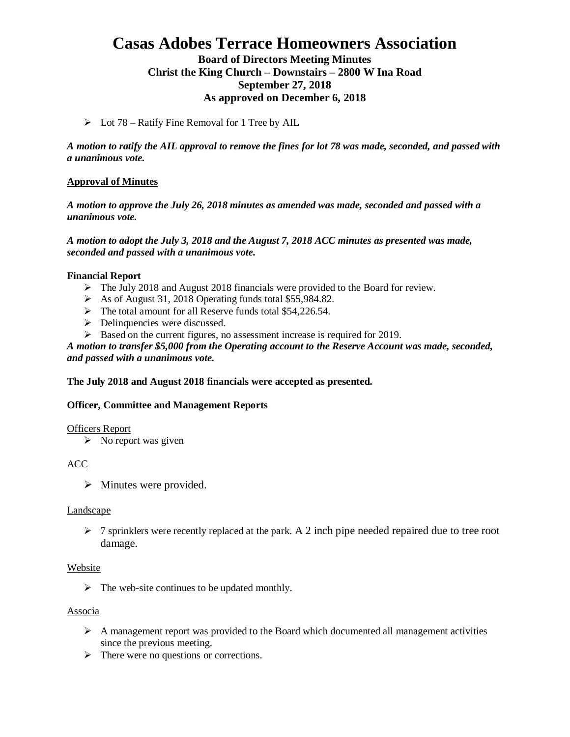# Casas Adobes Terrace Homeowners Association

**Board of Directors Meeting Minutes**
**Christ the King Church – Downstairs – 2800 W Ina Road**
**September 27, 2018**
**As approved on December 6, 2018**

- Lot 78 – Ratify Fine Removal for 1 Tree by AIL

***A motion to ratify the AIL approval to remove the fines for lot 78 was made, seconded, and passed with a unanimous vote.***

**<u>Approval of Minutes</u>**

***A motion to approve the July 26, 2018 minutes as amended was made, seconded and passed with a unanimous vote.***

***A motion to adopt the July 3, 2018 and the August 7, 2018 ACC minutes as presented was made, seconded and passed with a unanimous vote.***

**Financial Report**

- The July 2018 and August 2018 financials were provided to the Board for review.
- As of August 31, 2018 Operating funds total $55,984.82.
- The total amount for all Reserve funds total $54,226.54.
- Delinquencies were discussed.
- Based on the current figures, no assessment increase is required for 2019.

***A motion to transfer $5,000 from the Operating account to the Reserve Account was made, seconded, and passed with a unanimous vote.***

**The July 2018 and August 2018 financials were accepted as presented.**

**Officer, Committee and Management Reports**

<u>Officers Report</u>

- No report was given

<u>ACC</u>

- Minutes were provided.

<u>Landscape</u>

- 7 sprinklers were recently replaced at the park. A 2 inch pipe needed repaired due to tree root damage.

<u>Website</u>

- The web-site continues to be updated monthly.

<u>Associa</u>

- A management report was provided to the Board which documented all management activities since the previous meeting.
- There were no questions or corrections.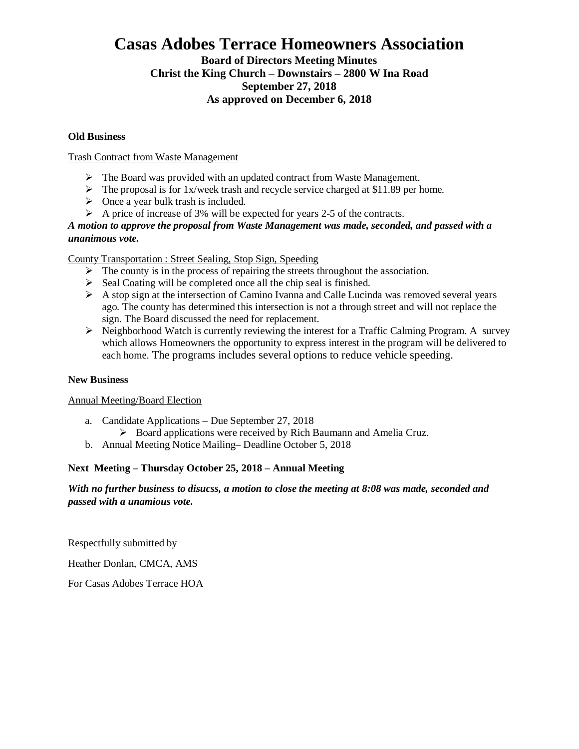# Casas Adobes Terrace Homeowners Association

**Board of Directors Meeting Minutes**
**Christ the King Church – Downstairs – 2800 W Ina Road**
**September 27, 2018**
**As approved on December 6, 2018**

**Old Business**

Trash Contract from Waste Management

- The Board was provided with an updated contract from Waste Management.
- The proposal is for 1x/week trash and recycle service charged at $11.89 per home.
- Once a year bulk trash is included.
- A price of increase of 3% will be expected for years 2-5 of the contracts.

***A motion to approve the proposal from Waste Management was made, seconded, and passed with a unanimous vote.***

County Transportation : Street Sealing, Stop Sign, Speeding

- The county is in the process of repairing the streets throughout the association.
- Seal Coating will be completed once all the chip seal is finished.
- A stop sign at the intersection of Camino Ivanna and Calle Lucinda was removed several years ago. The county has determined this intersection is not a through street and will not replace the sign. The Board discussed the need for replacement.
- Neighborhood Watch is currently reviewing the interest for a Traffic Calming Program. A survey which allows Homeowners the opportunity to express interest in the program will be delivered to each home. The programs includes several options to reduce vehicle speeding.

**New Business**

Annual Meeting/Board Election

a. Candidate Applications – Due September 27, 2018
   - Board applications were received by Rich Baumann and Amelia Cruz.
b. Annual Meeting Notice Mailing– Deadline October 5, 2018

**Next Meeting – Thursday October 25, 2018 – Annual Meeting**

***With no further business to disucss, a motion to close the meeting at 8:08 was made, seconded and passed with a unamious vote.***

Respectfully submitted by

Heather Donlan, CMCA, AMS

For Casas Adobes Terrace HOA